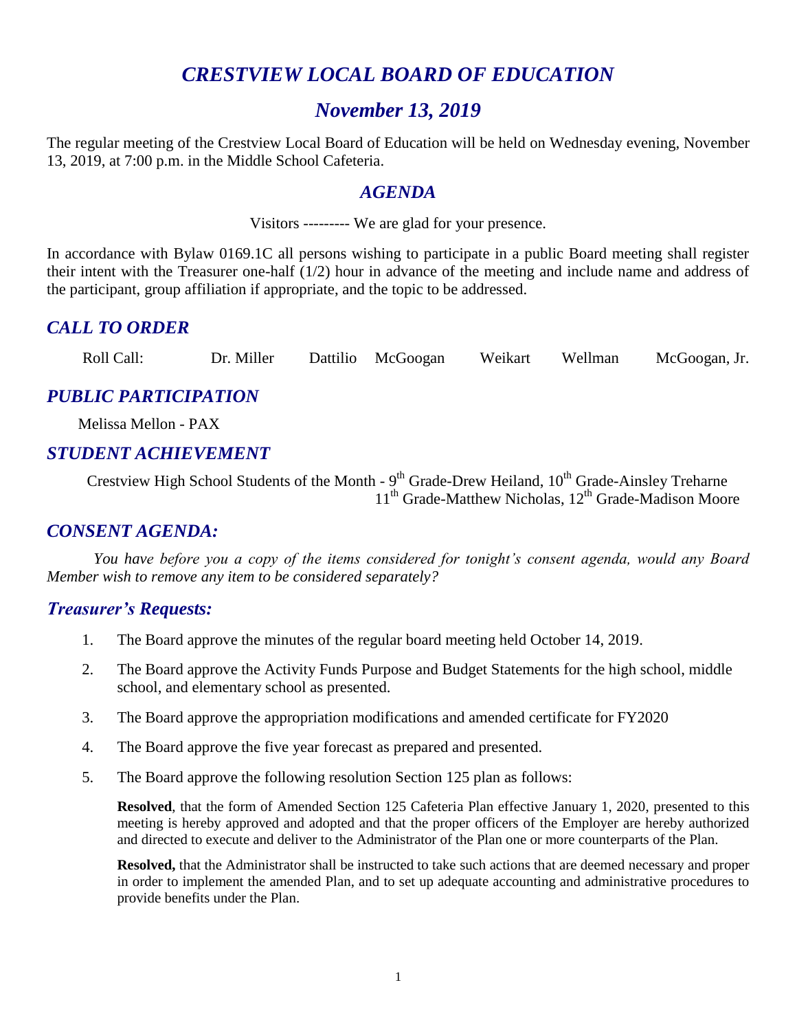# *CRESTVIEW LOCAL BOARD OF EDUCATION*

## *November 13, 2019*

The regular meeting of the Crestview Local Board of Education will be held on Wednesday evening, November 13, 2019, at 7:00 p.m. in the Middle School Cafeteria.

### *AGENDA*

Visitors --------- We are glad for your presence.

In accordance with Bylaw 0169.1C all persons wishing to participate in a public Board meeting shall register their intent with the Treasurer one-half (1/2) hour in advance of the meeting and include name and address of the participant, group affiliation if appropriate, and the topic to be addressed.

### *CALL TO ORDER*

Roll Call: Dr. Miller Dattilio McGoogan Weikart Wellman McGoogan, Jr.

### *PUBLIC PARTICIPATION*

Melissa Mellon - PAX

### *STUDENT ACHIEVEMENT*

Crestview High School Students of the Month - 9th Grade-Drew Heiland, 10th Grade-Ainsley Treharne
11th Grade-Matthew Nicholas, 12th Grade-Madison Moore

### *CONSENT AGENDA:*

*You have before you a copy of the items considered for tonight's consent agenda, would any Board Member wish to remove any item to be considered separately?*

### *Treasurer's Requests:*

1. The Board approve the minutes of the regular board meeting held October 14, 2019.
2. The Board approve the Activity Funds Purpose and Budget Statements for the high school, middle school, and elementary school as presented.
3. The Board approve the appropriation modifications and amended certificate for FY2020
4. The Board approve the five year forecast as prepared and presented.
5. The Board approve the following resolution Section 125 plan as follows:

   **Resolved**, that the form of Amended Section 125 Cafeteria Plan effective January 1, 2020, presented to this meeting is hereby approved and adopted and that the proper officers of the Employer are hereby authorized and directed to execute and deliver to the Administrator of the Plan one or more counterparts of the Plan.

   **Resolved,** that the Administrator shall be instructed to take such actions that are deemed necessary and proper in order to implement the amended Plan, and to set up adequate accounting and administrative procedures to provide benefits under the Plan.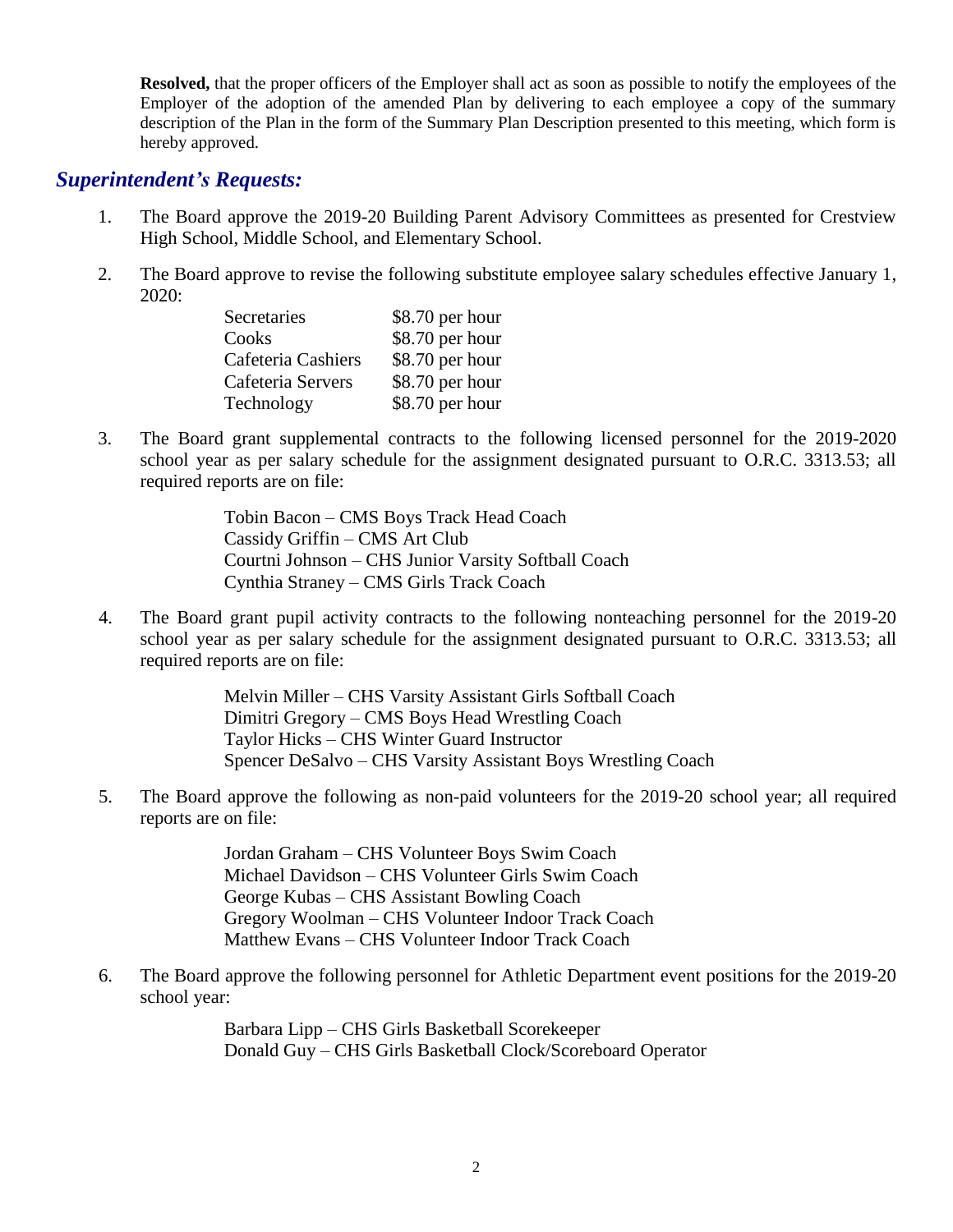**Resolved,** that the proper officers of the Employer shall act as soon as possible to notify the employees of the Employer of the adoption of the amended Plan by delivering to each employee a copy of the summary description of the Plan in the form of the Summary Plan Description presented to this meeting, which form is hereby approved.

## *Superintendent's Requests:*

1. The Board approve the 2019-20 Building Parent Advisory Committees as presented for Crestview High School, Middle School, and Elementary School.

2. The Board approve to revise the following substitute employee salary schedules effective January 1, 2020:

   | | |
   |---|---|
   | Secretaries | $8.70 per hour |
   | Cooks | $8.70 per hour |
   | Cafeteria Cashiers | $8.70 per hour |
   | Cafeteria Servers | $8.70 per hour |
   | Technology | $8.70 per hour |

3. The Board grant supplemental contracts to the following licensed personnel for the 2019-2020 school year as per salary schedule for the assignment designated pursuant to O.R.C. 3313.53; all required reports are on file:

   Tobin Bacon – CMS Boys Track Head Coach
   Cassidy Griffin – CMS Art Club
   Courtni Johnson – CHS Junior Varsity Softball Coach
   Cynthia Straney – CMS Girls Track Coach

4. The Board grant pupil activity contracts to the following nonteaching personnel for the 2019-20 school year as per salary schedule for the assignment designated pursuant to O.R.C. 3313.53; all required reports are on file:

   Melvin Miller – CHS Varsity Assistant Girls Softball Coach
   Dimitri Gregory – CMS Boys Head Wrestling Coach
   Taylor Hicks – CHS Winter Guard Instructor
   Spencer DeSalvo – CHS Varsity Assistant Boys Wrestling Coach

5. The Board approve the following as non-paid volunteers for the 2019-20 school year; all required reports are on file:

   Jordan Graham – CHS Volunteer Boys Swim Coach
   Michael Davidson – CHS Volunteer Girls Swim Coach
   George Kubas – CHS Assistant Bowling Coach
   Gregory Woolman – CHS Volunteer Indoor Track Coach
   Matthew Evans – CHS Volunteer Indoor Track Coach

6. The Board approve the following personnel for Athletic Department event positions for the 2019-20 school year:

   Barbara Lipp – CHS Girls Basketball Scorekeeper
   Donald Guy – CHS Girls Basketball Clock/Scoreboard Operator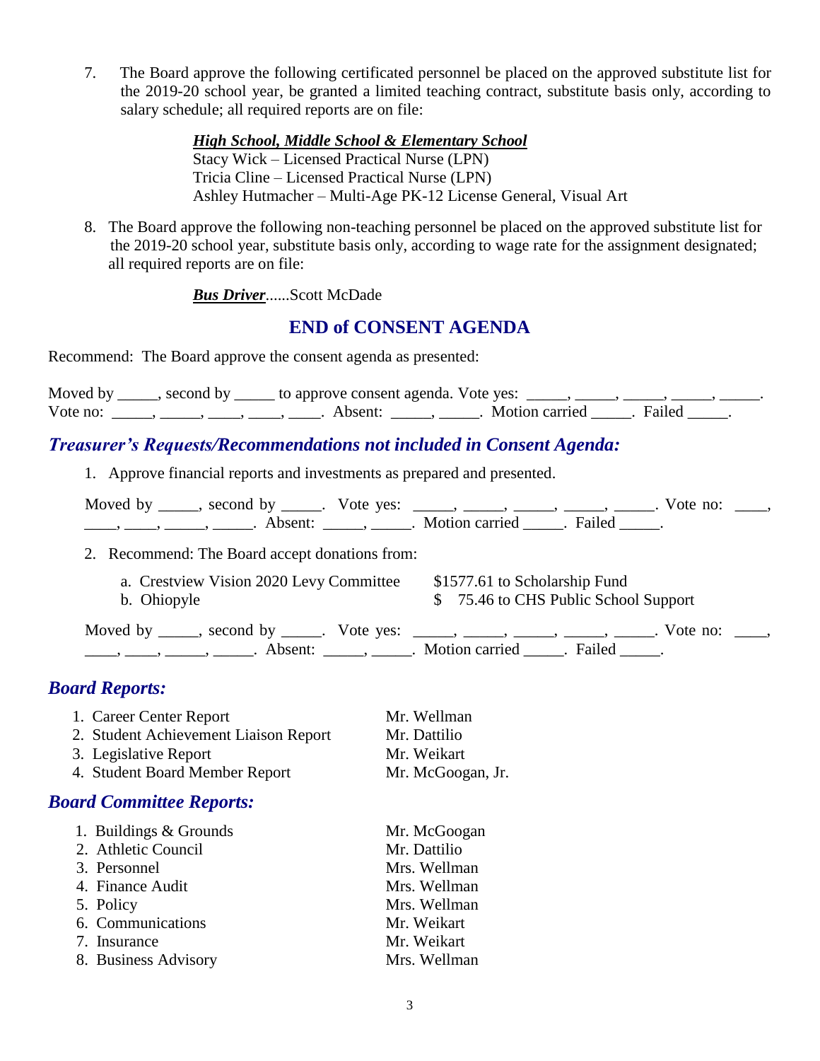7. The Board approve the following certificated personnel be placed on the approved substitute list for the 2019-20 school year, be granted a limited teaching contract, substitute basis only, according to salary schedule; all required reports are on file:

   ***<u>High School, Middle School & Elementary School</u>***
   Stacy Wick – Licensed Practical Nurse (LPN)
   Tricia Cline – Licensed Practical Nurse (LPN)
   Ashley Hutmacher – Multi-Age PK-12 License General, Visual Art

8. The Board approve the following non-teaching personnel be placed on the approved substitute list for the 2019-20 school year, substitute basis only, according to wage rate for the assignment designated; all required reports are on file:

   ***<u>Bus Driver</u>***......Scott McDade

## END of CONSENT AGENDA

Recommend: The Board approve the consent agenda as presented:

Moved by _____, second by _____ to approve consent agenda. Vote yes: _____, _____, _____, _____, _____. Vote no: _____, _____, ____, ____, ____. Absent: _____, _____. Motion carried _____. Failed _____.

## *Treasurer's Requests/Recommendations not included in Consent Agenda:*

1. Approve financial reports and investments as prepared and presented.

   Moved by _____, second by _____. Vote yes: _____, _____, _____, _____, _____. Vote no: ____, ____, ____, _____, _____. Absent: _____, _____. Motion carried _____. Failed _____.

2. Recommend: The Board accept donations from:

   a. Crestview Vision 2020 Levy Committee — $1577.61 to Scholarship Fund
   b. Ohiopyle — $ 75.46 to CHS Public School Support

   Moved by _____, second by _____. Vote yes: _____, _____, _____, _____, _____. Vote no: ____, ____, ____, _____, _____. Absent: _____, _____. Motion carried _____. Failed _____.

## *Board Reports:*

| | |
|---|---|
| 1. Career Center Report | Mr. Wellman |
| 2. Student Achievement Liaison Report | Mr. Dattilio |
| 3. Legislative Report | Mr. Weikart |
| 4. Student Board Member Report | Mr. McGoogan, Jr. |

## *Board Committee Reports:*

| | |
|---|---|
| 1. Buildings & Grounds | Mr. McGoogan |
| 2. Athletic Council | Mr. Dattilio |
| 3. Personnel | Mrs. Wellman |
| 4. Finance Audit | Mrs. Wellman |
| 5. Policy | Mrs. Wellman |
| 6. Communications | Mr. Weikart |
| 7. Insurance | Mr. Weikart |
| 8. Business Advisory | Mrs. Wellman |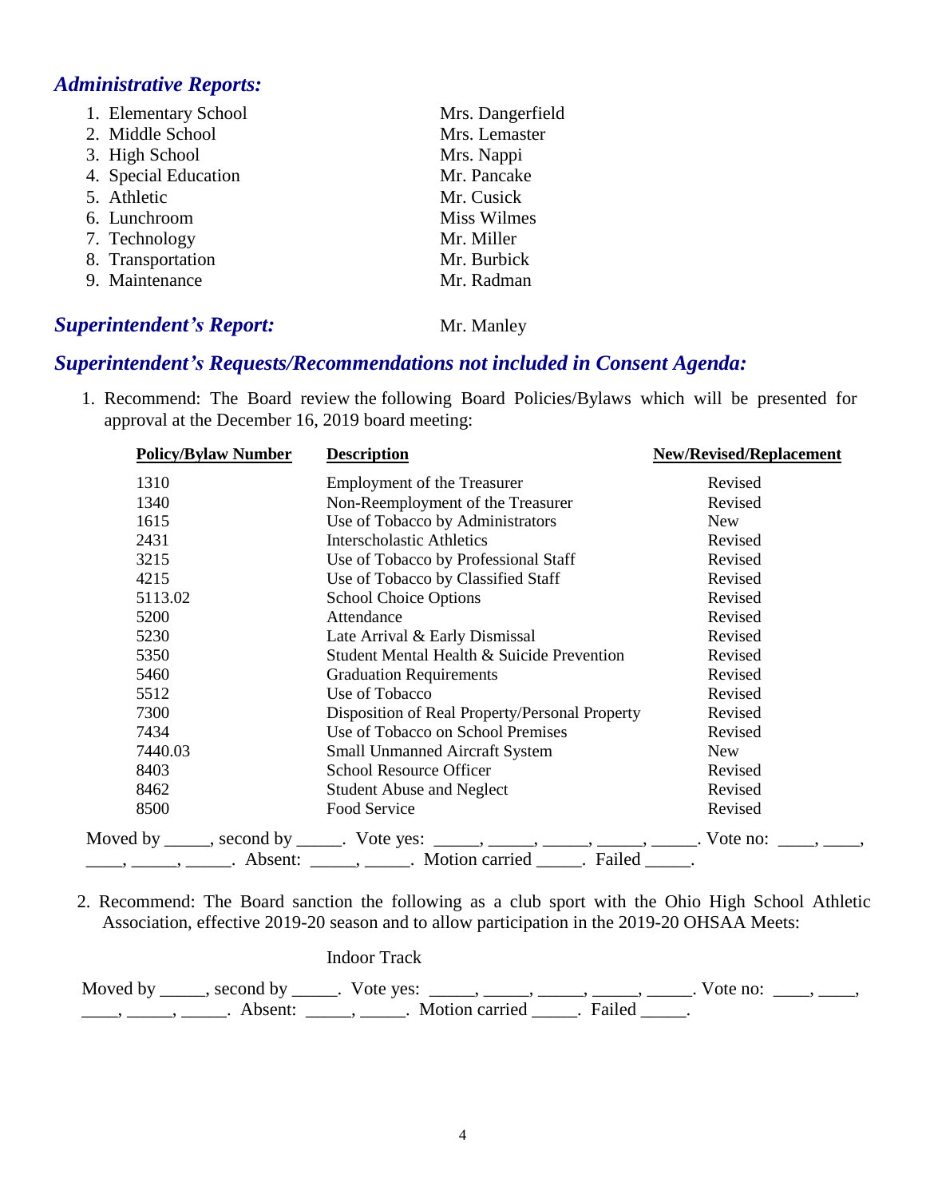## *Administrative Reports:*

1. Elementary School — Mrs. Dangerfield
2. Middle School — Mrs. Lemaster
3. High School — Mrs. Nappi
4. Special Education — Mr. Pancake
5. Athletic — Mr. Cusick
6. Lunchroom — Miss Wilmes
7. Technology — Mr. Miller
8. Transportation — Mr. Burbick
9. Maintenance — Mr. Radman

## *Superintendent's Report:* Mr. Manley

## *Superintendent's Requests/Recommendations not included in Consent Agenda:*

1. Recommend: The Board review the following Board Policies/Bylaws which will be presented for approval at the December 16, 2019 board meeting:

| Policy/Bylaw Number | Description | New/Revised/Replacement |
|---|---|---|
| 1310 | Employment of the Treasurer | Revised |
| 1340 | Non-Reemployment of the Treasurer | Revised |
| 1615 | Use of Tobacco by Administrators | New |
| 2431 | Interscholastic Athletics | Revised |
| 3215 | Use of Tobacco by Professional Staff | Revised |
| 4215 | Use of Tobacco by Classified Staff | Revised |
| 5113.02 | School Choice Options | Revised |
| 5200 | Attendance | Revised |
| 5230 | Late Arrival & Early Dismissal | Revised |
| 5350 | Student Mental Health & Suicide Prevention | Revised |
| 5460 | Graduation Requirements | Revised |
| 5512 | Use of Tobacco | Revised |
| 7300 | Disposition of Real Property/Personal Property | Revised |
| 7434 | Use of Tobacco on School Premises | Revised |
| 7440.03 | Small Unmanned Aircraft System | New |
| 8403 | School Resource Officer | Revised |
| 8462 | Student Abuse and Neglect | Revised |
| 8500 | Food Service | Revised |

Moved by _____, second by _____. Vote yes: _____, _____, _____, _____, _____. Vote no: ____, ____, ____, _____, _____. Absent: _____, _____. Motion carried _____. Failed _____.

2. Recommend: The Board sanction the following as a club sport with the Ohio High School Athletic Association, effective 2019-20 season and to allow participation in the 2019-20 OHSAA Meets:

Indoor Track

Moved by _____, second by _____. Vote yes: _____, _____, _____, _____, _____. Vote no: ____, ____, ____, _____, _____. Absent: _____, _____. Motion carried _____. Failed _____.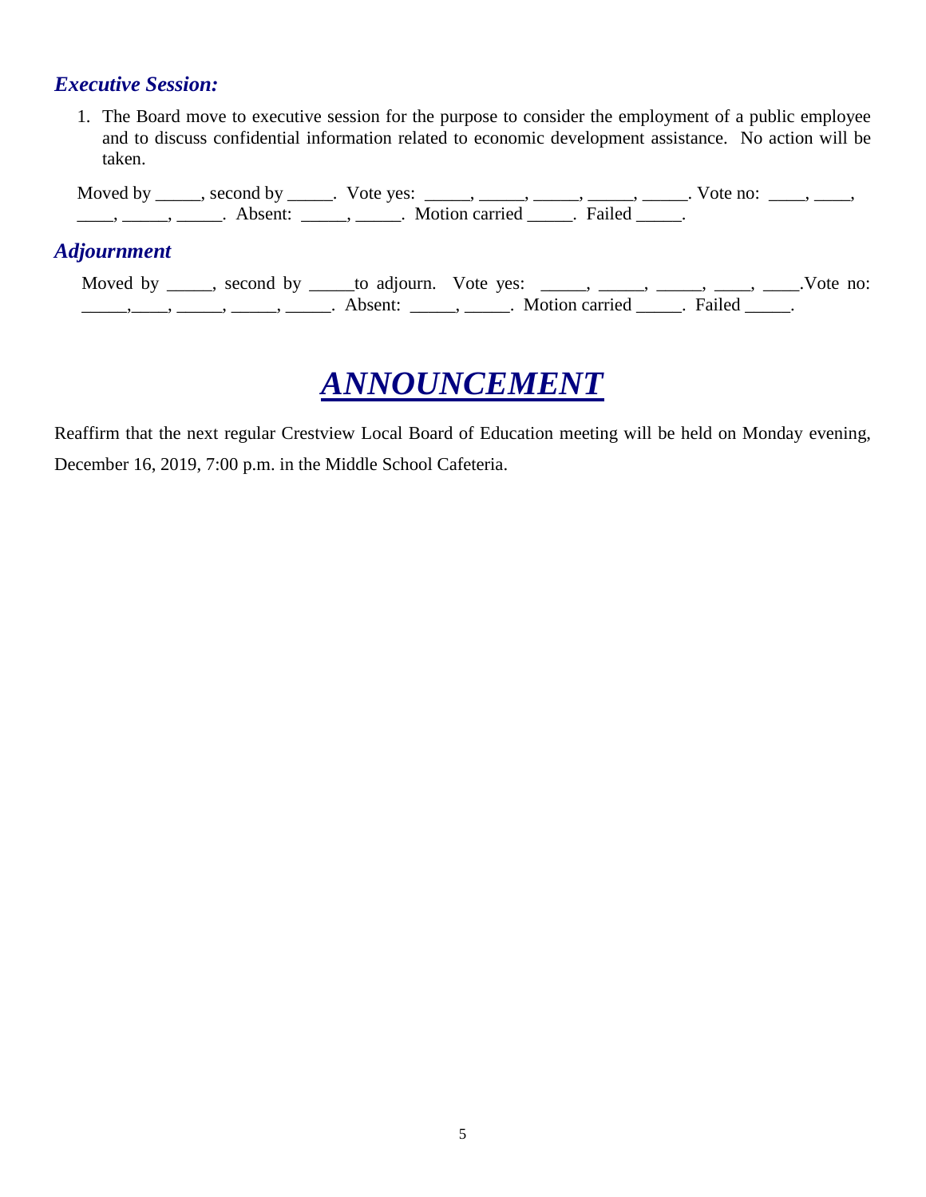## *Executive Session:*

1. The Board move to executive session for the purpose to consider the employment of a public employee and to discuss confidential information related to economic development assistance. No action will be taken.

Moved by _____, second by _____. Vote yes: _____, _____, _____, _____, _____. Vote no: ____, ____, ____, _____, _____. Absent: _____, _____. Motion carried _____. Failed _____.

## *Adjournment*

Moved by _____, second by _____to adjourn. Vote yes: _____, _____, _____, ____, ____.Vote no: _____,____, _____, _____, _____. Absent: _____, _____. Motion carried _____. Failed _____.

# ***ANNOUNCEMENT***

Reaffirm that the next regular Crestview Local Board of Education meeting will be held on Monday evening, December 16, 2019, 7:00 p.m. in the Middle School Cafeteria.